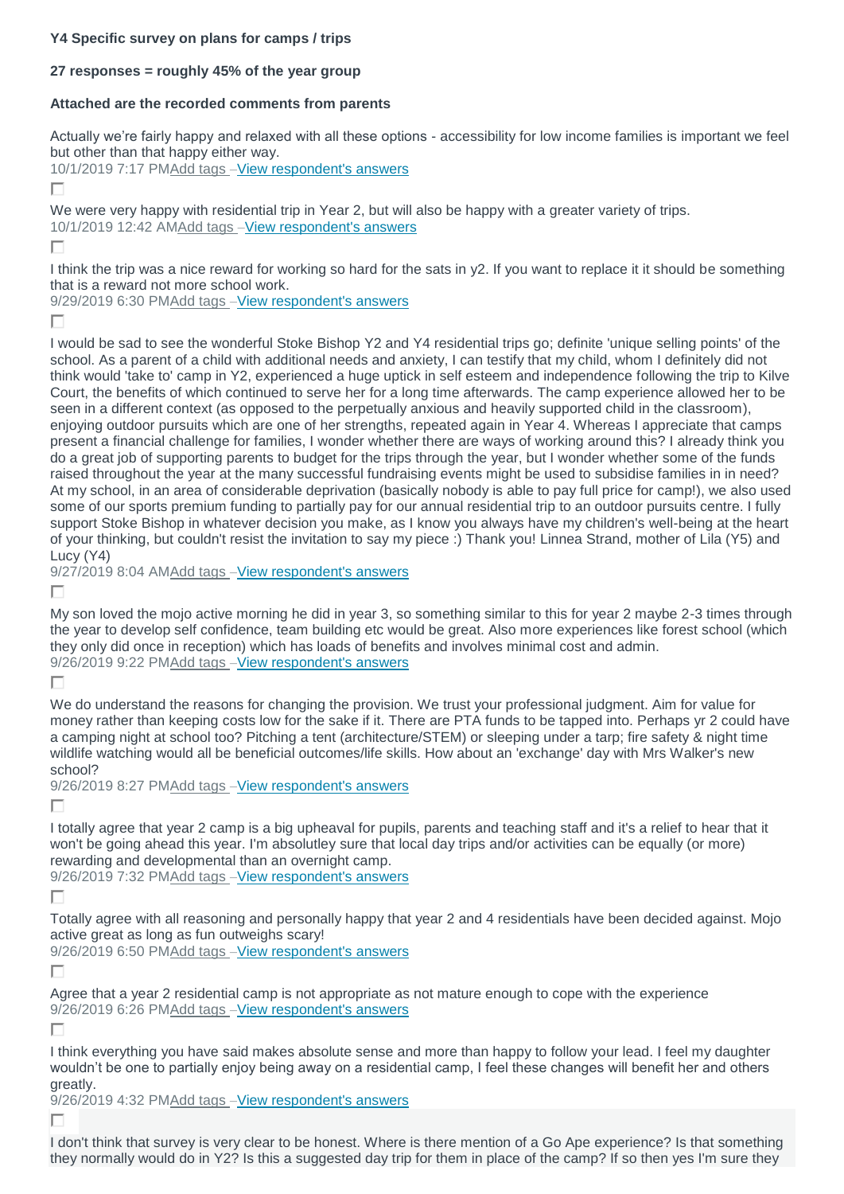**Y4 Specific survey on plans for camps / trips**

**27 responses = roughly 45% of the year group**

**Attached are the recorded comments from parents**

Actually we're fairly happy and relaxed with all these options - accessibility for low income families is important we feel but other than that happy either way.
10/1/2019 7:17 PM Add tags – View respondent's answers

We were very happy with residential trip in Year 2, but will also be happy with a greater variety of trips.
10/1/2019 12:42 AM Add tags – View respondent's answers

I think the trip was a nice reward for working so hard for the sats in y2. If you want to replace it it should be something that is a reward not more school work.
9/29/2019 6:30 PM Add tags – View respondent's answers

I would be sad to see the wonderful Stoke Bishop Y2 and Y4 residential trips go; definite 'unique selling points' of the school. As a parent of a child with additional needs and anxiety, I can testify that my child, whom I definitely did not think would 'take to' camp in Y2, experienced a huge uptick in self esteem and independence following the trip to Kilve Court, the benefits of which continued to serve her for a long time afterwards. The camp experience allowed her to be seen in a different context (as opposed to the perpetually anxious and heavily supported child in the classroom), enjoying outdoor pursuits which are one of her strengths, repeated again in Year 4. Whereas I appreciate that camps present a financial challenge for families, I wonder whether there are ways of working around this? I already think you do a great job of supporting parents to budget for the trips through the year, but I wonder whether some of the funds raised throughout the year at the many successful fundraising events might be used to subsidise families in need? At my school, in an area of considerable deprivation (basically nobody is able to pay full price for camp!), we also used some of our sports premium funding to partially pay for our annual residential trip to an outdoor pursuits centre. I fully support Stoke Bishop in whatever decision you make, as I know you always have my children's well-being at the heart of your thinking, but couldn't resist the invitation to say my piece :) Thank you! Linnea Strand, mother of Lila (Y5) and Lucy (Y4)
9/27/2019 8:04 AM Add tags – View respondent's answers

My son loved the mojo active morning he did in year 3, so something similar to this for year 2 maybe 2-3 times through the year to develop self confidence, team building etc would be great. Also more experiences like forest school (which they only did once in reception) which has loads of benefits and involves minimal cost and admin.
9/26/2019 9:22 PM Add tags – View respondent's answers

We do understand the reasons for changing the provision. We trust your professional judgment. Aim for value for money rather than keeping costs low for the sake if it. There are PTA funds to be tapped into. Perhaps yr 2 could have a camping night at school too? Pitching a tent (architecture/STEM) or sleeping under a tarp; fire safety & night time wildlife watching would all be beneficial outcomes/life skills. How about an 'exchange' day with Mrs Walker's new school?
9/26/2019 8:27 PM Add tags – View respondent's answers

I totally agree that year 2 camp is a big upheaval for pupils, parents and teaching staff and it's a relief to hear that it won't be going ahead this year. I'm absolutley sure that local day trips and/or activities can be equally (or more) rewarding and developmental than an overnight camp.
9/26/2019 7:32 PM Add tags – View respondent's answers

Totally agree with all reasoning and personally happy that year 2 and 4 residentials have been decided against. Mojo active great as long as fun outweighs scary!
9/26/2019 6:50 PM Add tags – View respondent's answers

Agree that a year 2 residential camp is not appropriate as not mature enough to cope with the experience
9/26/2019 6:26 PM Add tags – View respondent's answers

I think everything you have said makes absolute sense and more than happy to follow your lead. I feel my daughter wouldn't be one to partially enjoy being away on a residential camp, I feel these changes will benefit her and others greatly.
9/26/2019 4:32 PM Add tags – View respondent's answers

I don't think that survey is very clear to be honest. Where is there mention of a Go Ape experience? Is that something they normally would do in Y2? Is this a suggested day trip for them in place of the camp? If so then yes I'm sure they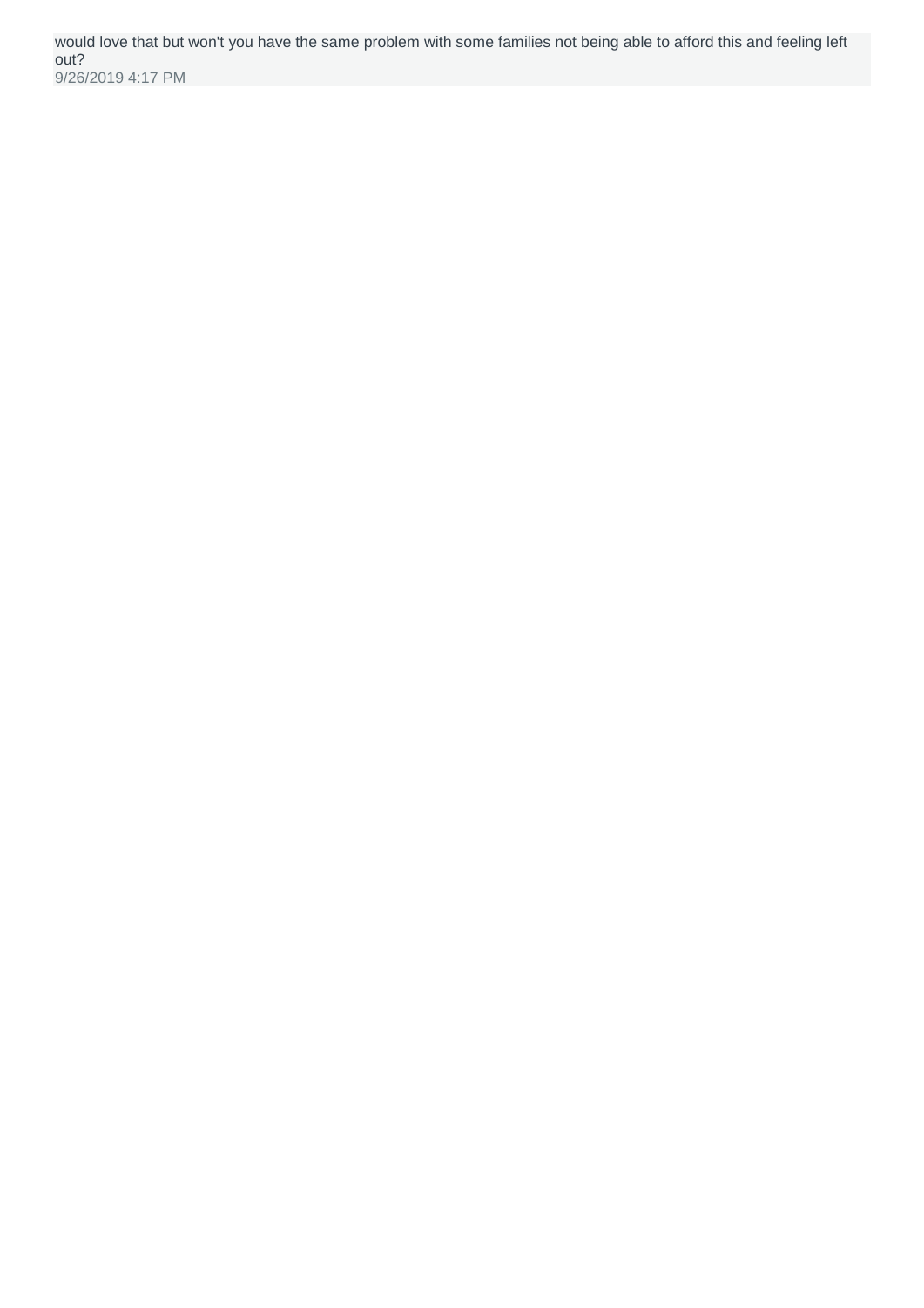would love that but won't you have the same problem with some families not being able to afford this and feeling left out?
9/26/2019 4:17 PM